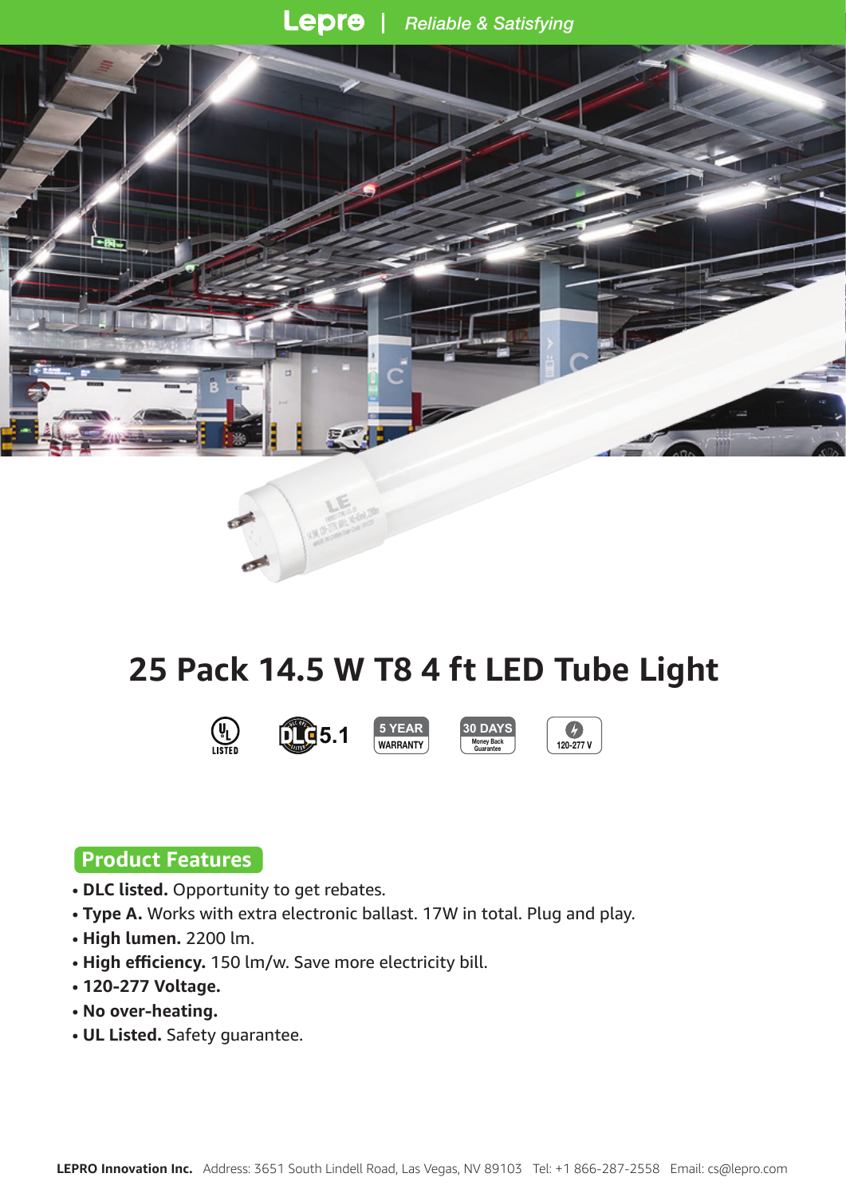Lepro | *Reliable & Satisfying*

# 25 Pack 14.5 W T8 4 ft LED Tube Light

LISTED | 5.1 | 5 YEAR WARRANTY | 30 DAYS Money Back Guarantee | 120-277 V

## Product Features

- **DLC listed.** Opportunity to get rebates.
- **Type A.** Works with extra electronic ballast. 17W in total. Plug and play.
- **High lumen.** 2200 lm.
- **High efficiency.** 150 lm/w. Save more electricity bill.
- **120-277 Voltage.**
- **No over-heating.**
- **UL Listed.** Safety guarantee.

**LEPRO Innovation Inc.** Address: 3651 South Lindell Road, Las Vegas, NV 89103 Tel: +1 866-287-2558 Email: cs@lepro.com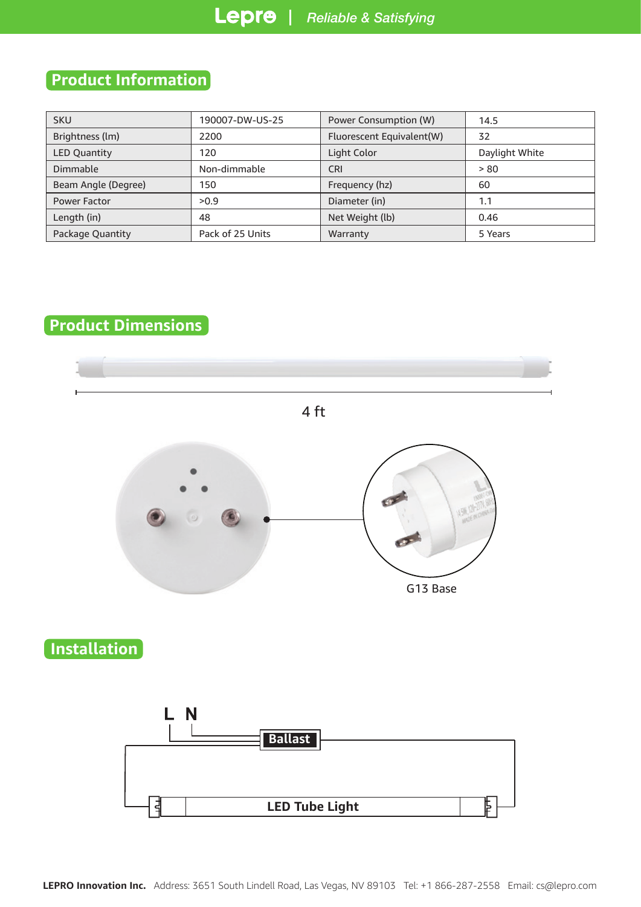## Product Information

| | | | |
|---|---|---|---|
| SKU | 190007-DW-US-25 | Power Consumption (W) | 14.5 |
| Brightness (lm) | 2200 | Fluorescent Equivalent(W) | 32 |
| LED Quantity | 120 | Light Color | Daylight White |
| Dimmable | Non-dimmable | CRI | > 80 |
| Beam Angle (Degree) | 150 | Frequency (hz) | 60 |
| Power Factor | >0.9 | Diameter (in) | 1.1 |
| Length (in) | 48 | Net Weight (lb) | 0.46 |
| Package Quantity | Pack of 25 Units | Warranty | 5 Years |

## Product Dimensions

4 ft

G13 Base

## Installation

L N

Ballast

LED Tube Light

**LEPRO Innovation Inc.** Address: 3651 South Lindell Road, Las Vegas, NV 89103 Tel: +1 866-287-2558 Email: cs@lepro.com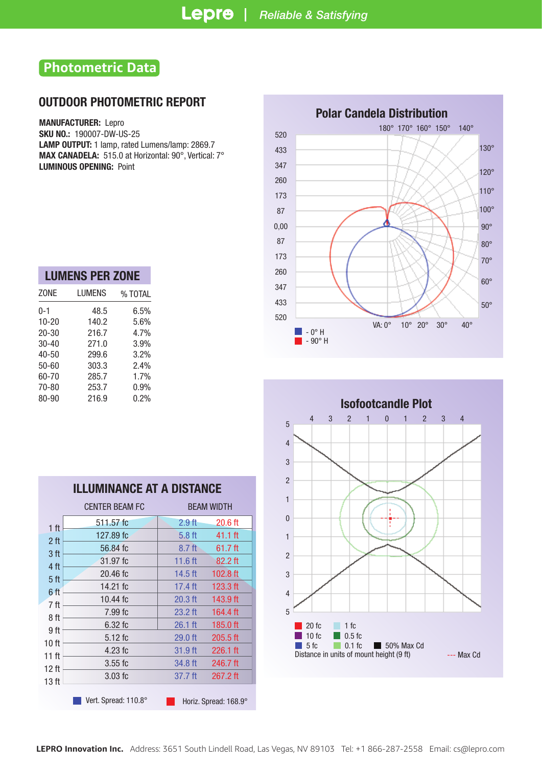## Photometric Data

### OUTDOOR PHOTOMETRIC REPORT

**MANUFACTURER:** Lepro
**SKU NO.:** 190007-DW-US-25
**LAMP OUTPUT:** 1 lamp, rated Lumens/lamp: 2869.7
**MAX CANADELA:** 515.0 at Horizontal: 90°, Vertical: 7°
**LUMINOUS OPENING:** Point

### LUMENS PER ZONE

| ZONE | LUMENS | % TOTAL |
|---|---|---|
| 0-1 | 48.5 | 6.5% |
| 10-20 | 140.2 | 5.6% |
| 20-30 | 216.7 | 4.7% |
| 30-40 | 271.0 | 3.9% |
| 40-50 | 299.6 | 3.2% |
| 50-60 | 303.3 | 2.4% |
| 60-70 | 285.7 | 1.7% |
| 70-80 | 253.7 | 0.9% |
| 80-90 | 216.9 | 0.2% |

### ILLUMINANCE AT A DISTANCE

| | CENTER BEAM FC | BEAM WIDTH | |
|---|---|---|---|
| 1 ft | 511.57 fc | 2.9 ft | 20.6 ft |
| 2 ft | 127.89 fc | 5.8 ft | 41.1 ft |
| 3 ft | 56.84 fc | 8.7 ft | 61.7 ft |
| 4 ft | 31.97 fc | 11.6 ft | 82.2 ft |
| 5 ft | 20.46 fc | 14.5 ft | 102.8 ft |
| 6 ft | 14.21 fc | 17.4 ft | 123.3 ft |
| 7 ft | 10.44 fc | 20.3 ft | 143.9 ft |
| 8 ft | 7.99 fc | 23.2 ft | 164.4 ft |
| 9 ft | 6.32 fc | 26.1 ft | 185.0 ft |
| 10 ft | 5.12 fc | 29.0 ft | 205.5 ft |
| 11 ft | 4.23 fc | 31.9 ft | 226.1 ft |
| 12 ft | 3.55 fc | 34.8 ft | 246.7 ft |
| 13 ft | 3.03 fc | 37.7 ft | 267.2 ft |

Vert. Spread: 110.8°    Horiz. Spread: 168.9°

### Polar Candela Distribution

520, 433, 347, 260, 173, 87, 0,00, 87, 173, 260, 347, 433, 520

180° 170° 160° 150° 140° 130° 120° 110° 100° 90° 80° 70° 60° 50°

VA: 0° 10° 20° 30° 40°

- 0° H
- 90° H

### Isofootcandle Plot

4 3 2 1 0 1 2 3 4

5 4 3 2 1 0 1 2 3 4 5

20 fc, 10 fc, 5 fc, 1 fc, 0.5 fc, 0.1 fc, 50% Max Cd

Distance in units of mount height (9 ft)

--- Max Cd

**LEPRO Innovation Inc.** Address: 3651 South Lindell Road, Las Vegas, NV 89103 Tel: +1 866-287-2558 Email: cs@lepro.com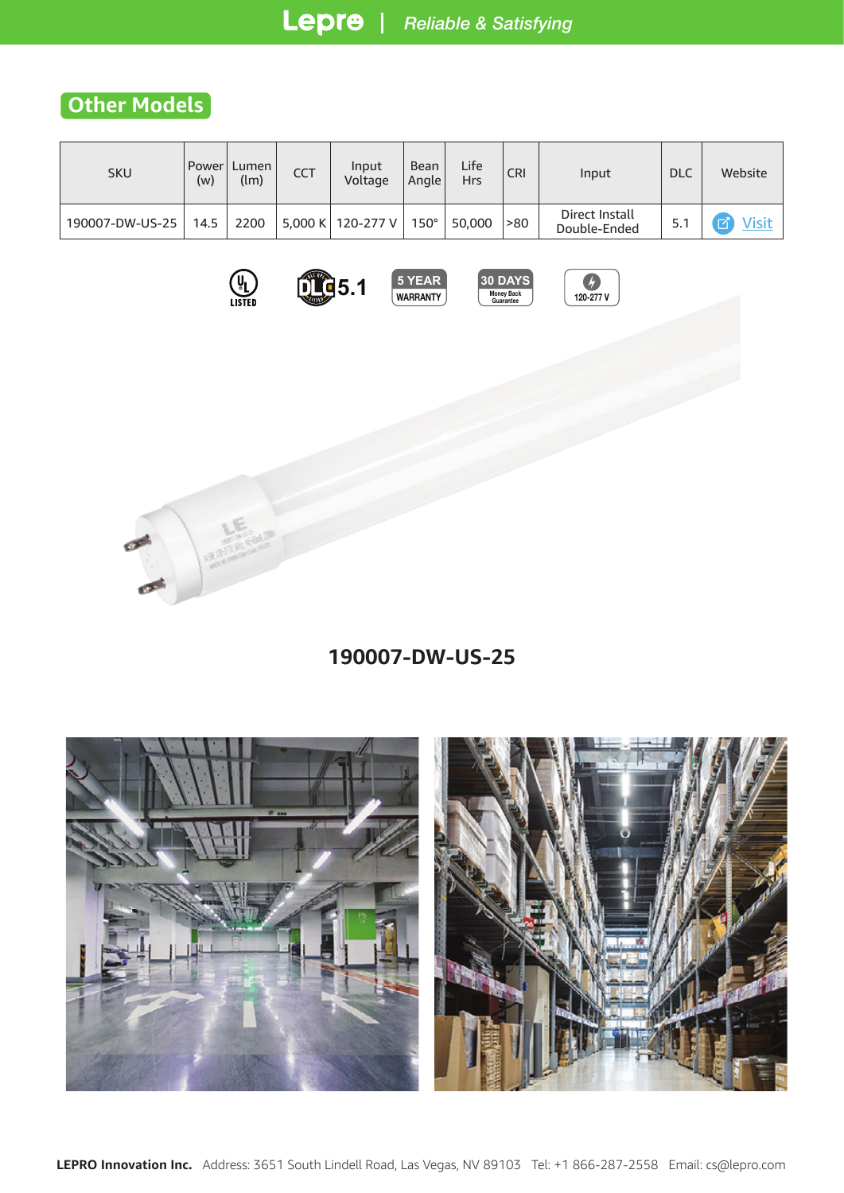## Other Models

| SKU | Power (w) | Lumen (lm) | CCT | Input Voltage | Bean Angle | Life Hrs | CRI | Input | DLC | Website |
|---|---|---|---|---|---|---|---|---|---|---|
| 190007-DW-US-25 | 14.5 | 2200 | 5,000 K | 120-277 V | 150° | 50,000 | >80 | Direct Install Double-Ended | 5.1 | Visit |

UL LISTED   DLC 5.1   5 YEAR WARRANTY   30 DAYS Money Back Guarantee   120-277 V

**190007-DW-US-25**

**LEPRO Innovation Inc.** Address: 3651 South Lindell Road, Las Vegas, NV 89103 Tel: +1 866-287-2558 Email: cs@lepro.com